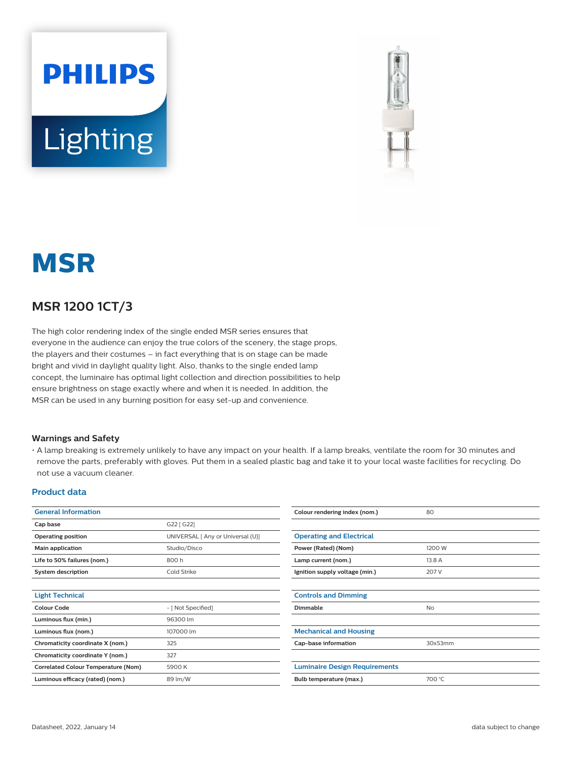PHILIPS

Lighting

# MSR

## MSR 1200 1CT/3

The high color rendering index of the single ended MSR series ensures that everyone in the audience can enjoy the true colors of the scenery, the stage props, the players and their costumes – in fact everything that is on stage can be made bright and vivid in daylight quality light. Also, thanks to the single ended lamp concept, the luminaire has optimal light collection and direction possibilities to help ensure brightness on stage exactly where and when it is needed. In addition, the MSR can be used in any burning position for easy set-up and convenience.

### Warnings and Safety

- A lamp breaking is extremely unlikely to have any impact on your health. If a lamp breaks, ventilate the room for 30 minutes and remove the parts, preferably with gloves. Put them in a sealed plastic bag and take it to your local waste facilities for recycling. Do not use a vacuum cleaner.

### Product data

| General Information | |
|---|---|
| **Cap base** | G22 [ G22] |
| **Operating position** | UNIVERSAL [ Any or Universal (U)] |
| **Main application** | Studio/Disco |
| **Life to 50% failures (nom.)** | 800 h |
| **System description** | Cold Strike |

| Light Technical | |
|---|---|
| **Colour Code** | - [ Not Specified] |
| **Luminous flux (min.)** | 96300 lm |
| **Luminous flux (nom.)** | 107000 lm |
| **Chromaticity coordinate X (nom.)** | 325 |
| **Chromaticity coordinate Y (nom.)** | 327 |
| **Correlated Colour Temperature (Nom)** | 5900 K |
| **Luminous efficacy (rated) (nom.)** | 89 lm/W |
| **Colour rendering index (nom.)** | 80 |

| Operating and Electrical | |
|---|---|
| **Power (Rated) (Nom)** | 1200 W |
| **Lamp current (nom.)** | 13.8 A |
| **Ignition supply voltage (min.)** | 207 V |

| Controls and Dimming | |
|---|---|
| **Dimmable** | No |

| Mechanical and Housing | |
|---|---|
| **Cap-base information** | 30x53mm |

| Luminaire Design Requirements | |
|---|---|
| **Bulb temperature (max.)** | 700 °C |

Datasheet, 2022, January 14

data subject to change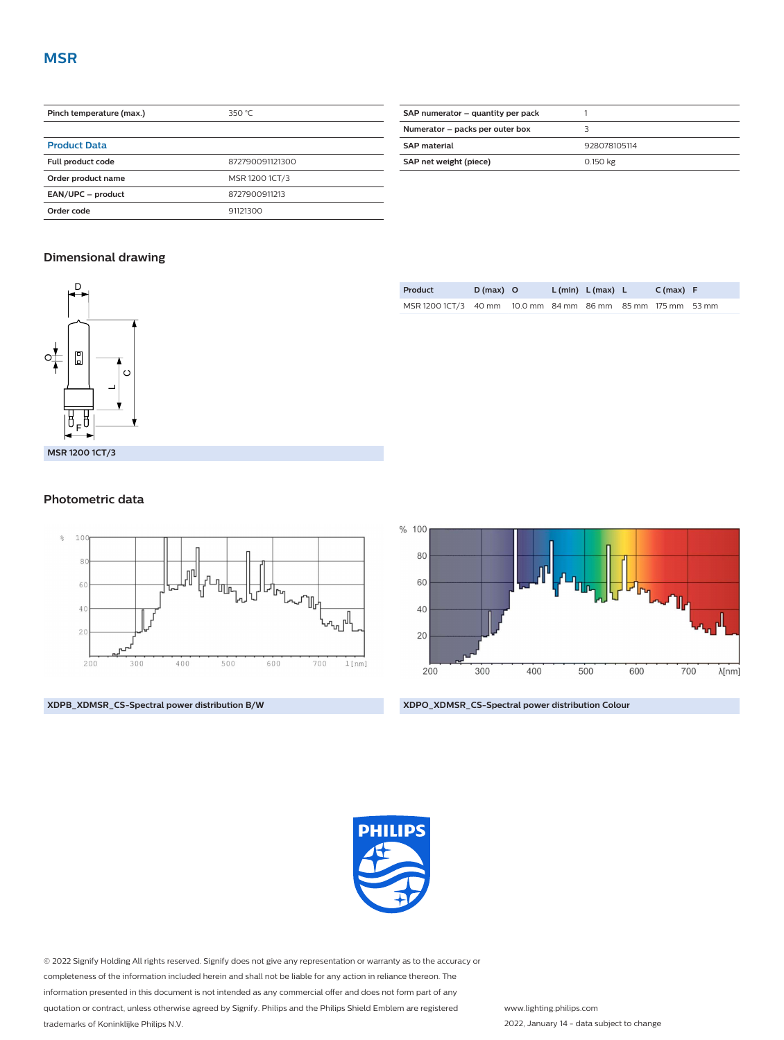# MSR

| | |
|---|---|
| Pinch temperature (max.) | 350 °C |

| | |
|---|---|
| SAP numerator – quantity per pack | 1 |
| Numerator – packs per outer box | 3 |
| SAP material | 928078105114 |
| SAP net weight (piece) | 0.150 kg |

**Product Data**

| | |
|---|---|
| Full product code | 872790091121300 |
| Order product name | MSR 1200 1CT/3 |
| EAN/UPC – product | 8727900911213 |
| Order code | 91121300 |

## Dimensional drawing

D

O

L

C

F

MSR 1200 1CT/3

| Product | D (max) | O | L (min) | L (max) | L | C (max) | F |
|---|---|---|---|---|---|---|---|
| MSR 1200 1CT/3 | 40 mm | 10.0 mm | 84 mm | 86 mm | 85 mm | 175 mm | 53 mm |

## Photometric data

%
100
80
60
40
20
200
300
400
500
600
700
l [nm]

XDPB_XDMSR_CS-Spectral power distribution B/W

%
100
80
60
40
20
200
300
400
500
600
700
λ[nm]

XDPO_XDMSR_CS-Spectral power distribution Colour

© 2022 Signify Holding All rights reserved. Signify does not give any representation or warranty as to the accuracy or completeness of the information included herein and shall not be liable for any action in reliance thereon. The information presented in this document is not intended as any commercial offer and does not form part of any quotation or contract, unless otherwise agreed by Signify. Philips and the Philips Shield Emblem are registered trademarks of Koninklijke Philips N.V.

www.lighting.philips.com

2022, January 14 - data subject to change